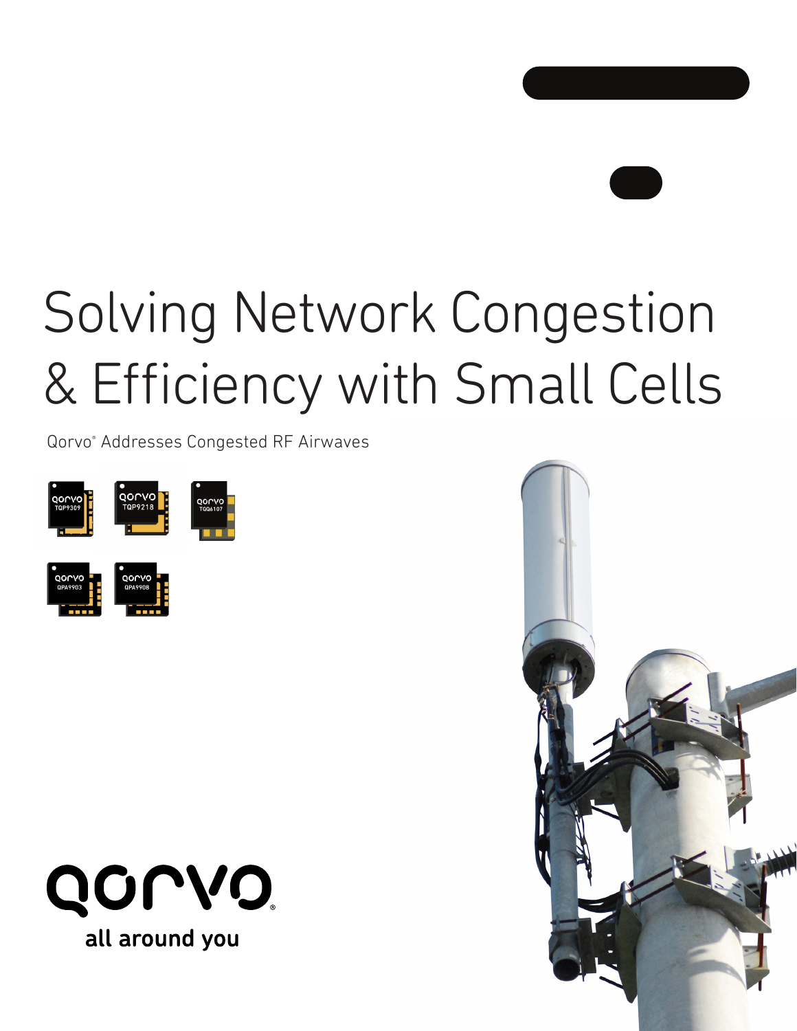# Solving Network Congestion & Efficiency with Small Cells

Qorvo® Addresses Congested RF Airwaves

all around you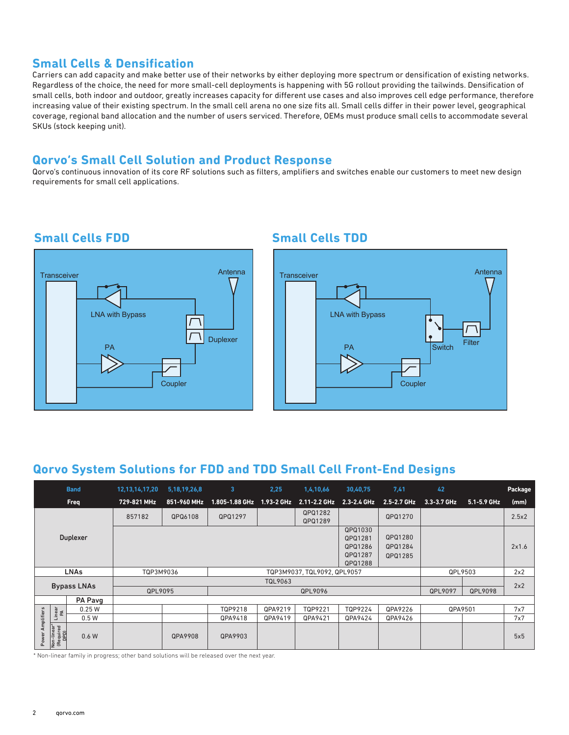## Small Cells & Densification

Carriers can add capacity and make better use of their networks by either deploying more spectrum or densification of existing networks. Regardless of the choice, the need for more small-cell deployments is happening with 5G rollout providing the tailwinds. Densification of small cells, both indoor and outdoor, greatly increases capacity for different use cases and also improves cell edge performance, therefore increasing value of their existing spectrum. In the small cell arena no one size fits all. Small cells differ in their power level, geographical coverage, regional band allocation and the number of users serviced. Therefore, OEMs must produce small cells to accommodate several SKUs (stock keeping unit).

## Qorvo's Small Cell Solution and Product Response

Qorvo's continuous innovation of its core RF solutions such as filters, amplifiers and switches enable our customers to meet new design requirements for small cell applications.

### Small Cells FDD

Transceiver

Antenna

LNA with Bypass

PA

Duplexer

Coupler

### Small Cells TDD

Transceiver

Antenna

LNA with Bypass

PA

Switch

Filter

Coupler

## Qorvo System Solutions for FDD and TDD Small Cell Front-End Designs

| | Band | 12,13,14,17,20 | 5,18,19,26,8 | 3 | 2,25 | 1,4,10,66 | 30,40,75 | 7,41 | 42 | | Package |
|---|---|---|---|---|---|---|---|---|---|---|---|
| | Freq | 729-821 MHz | 851-960 MHz | 1.805-1.88 GHz | 1.93-2 GHz | 2.11-2.2 GHz | 2.3-2.4 GHz | 2.5-2.7 GHz | 3.3-3.7 GHz | 5.1-5.9 GHz | (mm) |
| Duplexer | | 857182 | QPQ6108 | QPQ1297 | | QPQ1282 QPQ1289 | | QPQ1270 | | | 2.5x2 |
| Duplexer | | | | | | | QPQ1030 QPQ1281 QPQ1286 QPQ1287 QPQ1288 | QPQ1280 QPQ1284 QPQ1285 | | | 2x1.6 |
| LNAs | | TQP3M9036 | | TQP3M9037, TQL9092, QPL9057 | | | | | QPL9503 | | 2x2 |
| Bypass LNAs | | TQL9063 | | | | | | | | | 2x2 |
| Bypass LNAs | | QPL9095 | | QPL9096 | | | | | QPL9097 | QPL9098 | 2x2 |
| Power Amplifiers | PA Pavg | | | | | | | | | | |
| Power Amplifiers – Linear PA | 0.25 W | | | TQP9218 | QPA9219 | TQP9221 | TQP9224 | QPA9226 | QPA9501 | | 7x7 |
| Power Amplifiers – Linear PA | 0.5 W | | | QPA9418 | QPA9419 | QPA9421 | QPA9424 | QPA9426 | | | 7x7 |
| Power Amplifiers – Non-linear* (Required DPD) | 0.6 W | | QPA9908 | QPA9903 | | | | | | | 5x5 |

\* Non-linear family in progress; other band solutions will be released over the next year.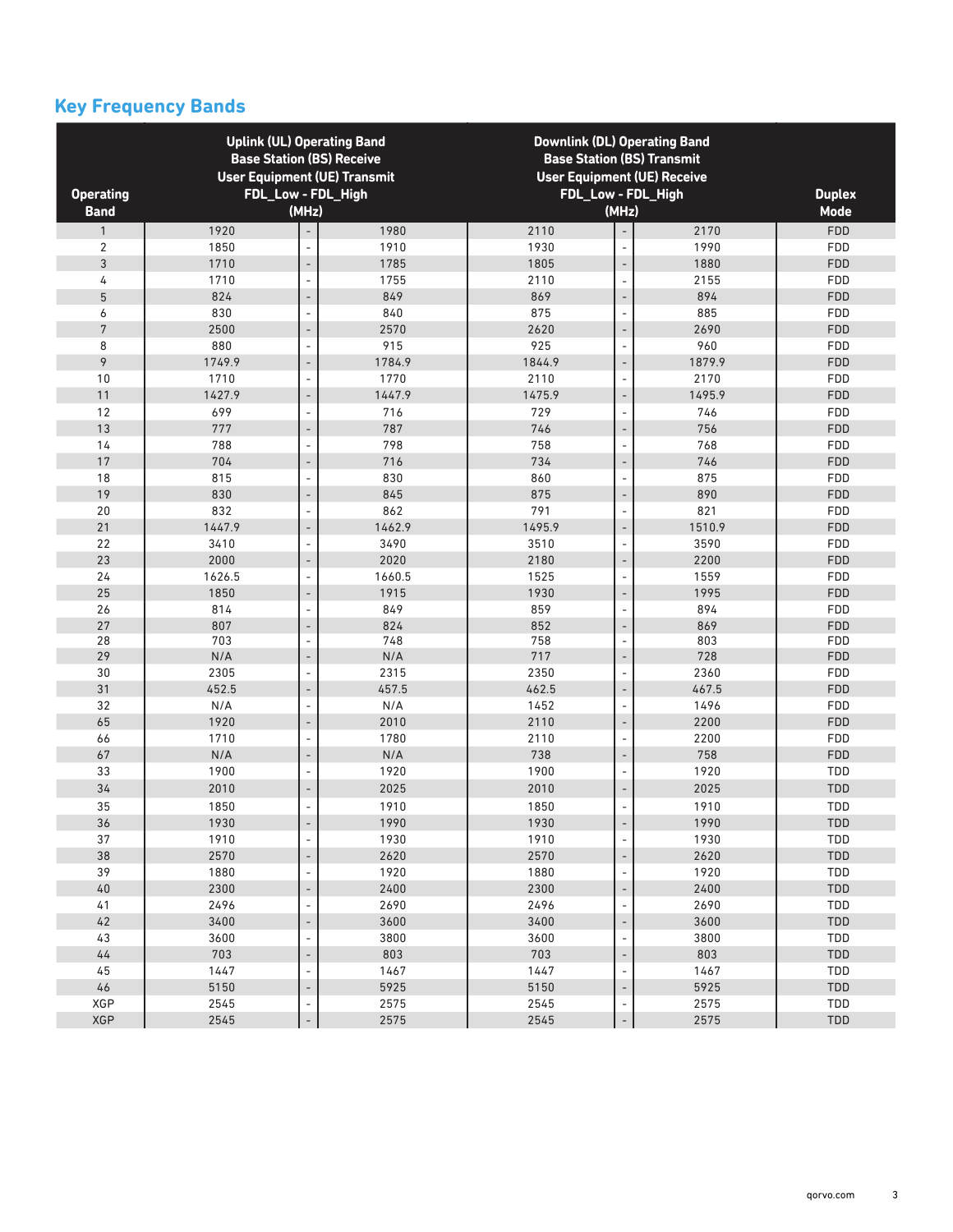## Key Frequency Bands

| Operating Band | Uplink (UL) Operating Band Base Station (BS) Receive User Equipment (UE) Transmit FDL_Low - FDL_High (MHz) | | | Downlink (DL) Operating Band Base Station (BS) Transmit User Equipment (UE) Receive FDL_Low - FDL_High (MHz) | | | Duplex Mode |
|---|---|---|---|---|---|---|---|
| 1 | 1920 | - | 1980 | 2110 | - | 2170 | FDD |
| 2 | 1850 | - | 1910 | 1930 | - | 1990 | FDD |
| 3 | 1710 | - | 1785 | 1805 | - | 1880 | FDD |
| 4 | 1710 | - | 1755 | 2110 | - | 2155 | FDD |
| 5 | 824 | - | 849 | 869 | - | 894 | FDD |
| 6 | 830 | - | 840 | 875 | - | 885 | FDD |
| 7 | 2500 | - | 2570 | 2620 | - | 2690 | FDD |
| 8 | 880 | - | 915 | 925 | - | 960 | FDD |
| 9 | 1749.9 | - | 1784.9 | 1844.9 | - | 1879.9 | FDD |
| 10 | 1710 | - | 1770 | 2110 | - | 2170 | FDD |
| 11 | 1427.9 | - | 1447.9 | 1475.9 | - | 1495.9 | FDD |
| 12 | 699 | - | 716 | 729 | - | 746 | FDD |
| 13 | 777 | - | 787 | 746 | - | 756 | FDD |
| 14 | 788 | - | 798 | 758 | - | 768 | FDD |
| 17 | 704 | - | 716 | 734 | - | 746 | FDD |
| 18 | 815 | - | 830 | 860 | - | 875 | FDD |
| 19 | 830 | - | 845 | 875 | - | 890 | FDD |
| 20 | 832 | - | 862 | 791 | - | 821 | FDD |
| 21 | 1447.9 | - | 1462.9 | 1495.9 | - | 1510.9 | FDD |
| 22 | 3410 | - | 3490 | 3510 | - | 3590 | FDD |
| 23 | 2000 | - | 2020 | 2180 | - | 2200 | FDD |
| 24 | 1626.5 | - | 1660.5 | 1525 | - | 1559 | FDD |
| 25 | 1850 | - | 1915 | 1930 | - | 1995 | FDD |
| 26 | 814 | - | 849 | 859 | - | 894 | FDD |
| 27 | 807 | - | 824 | 852 | - | 869 | FDD |
| 28 | 703 | - | 748 | 758 | - | 803 | FDD |
| 29 | N/A | - | N/A | 717 | - | 728 | FDD |
| 30 | 2305 | - | 2315 | 2350 | - | 2360 | FDD |
| 31 | 452.5 | - | 457.5 | 462.5 | - | 467.5 | FDD |
| 32 | N/A | - | N/A | 1452 | - | 1496 | FDD |
| 65 | 1920 | - | 2010 | 2110 | - | 2200 | FDD |
| 66 | 1710 | - | 1780 | 2110 | - | 2200 | FDD |
| 67 | N/A | - | N/A | 738 | - | 758 | FDD |
| 33 | 1900 | - | 1920 | 1900 | - | 1920 | TDD |
| 34 | 2010 | - | 2025 | 2010 | - | 2025 | TDD |
| 35 | 1850 | - | 1910 | 1850 | - | 1910 | TDD |
| 36 | 1930 | - | 1990 | 1930 | - | 1990 | TDD |
| 37 | 1910 | - | 1930 | 1910 | - | 1930 | TDD |
| 38 | 2570 | - | 2620 | 2570 | - | 2620 | TDD |
| 39 | 1880 | - | 1920 | 1880 | - | 1920 | TDD |
| 40 | 2300 | - | 2400 | 2300 | - | 2400 | TDD |
| 41 | 2496 | - | 2690 | 2496 | - | 2690 | TDD |
| 42 | 3400 | - | 3600 | 3400 | - | 3600 | TDD |
| 43 | 3600 | - | 3800 | 3600 | - | 3800 | TDD |
| 44 | 703 | - | 803 | 703 | - | 803 | TDD |
| 45 | 1447 | - | 1467 | 1447 | - | 1467 | TDD |
| 46 | 5150 | - | 5925 | 5150 | - | 5925 | TDD |
| XGP | 2545 | - | 2575 | 2545 | - | 2575 | TDD |
| XGP | 2545 | - | 2575 | 2545 | - | 2575 | TDD |

qorvo.com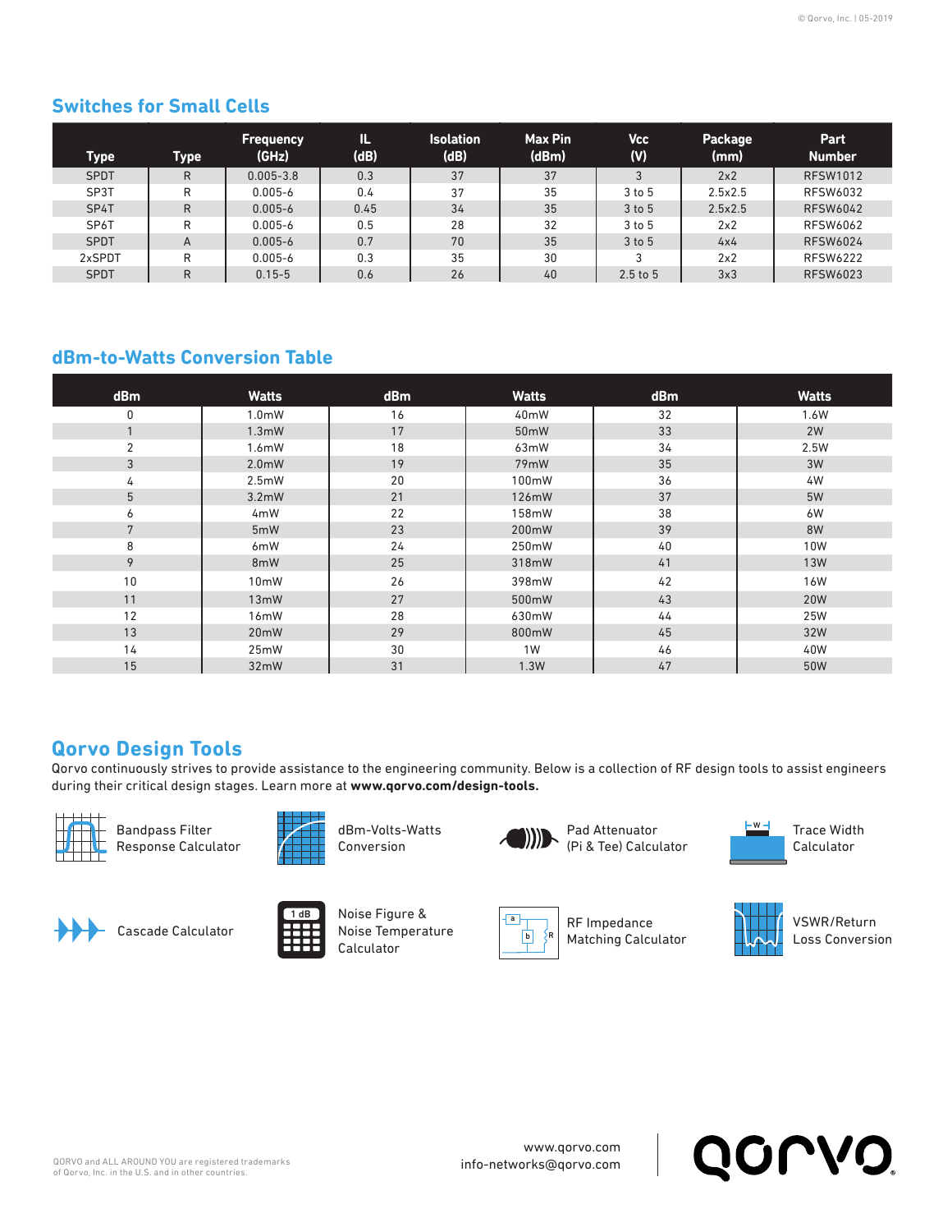## Switches for Small Cells

| Type | Type | Frequency (GHz) | IL (dB) | Isolation (dB) | Max Pin (dBm) | Vcc (V) | Package (mm) | Part Number |
|---|---|---|---|---|---|---|---|---|
| SPDT | R | 0.005-3.8 | 0.3 | 37 | 37 | 3 | 2x2 | RFSW1012 |
| SP3T | R | 0.005-6 | 0.4 | 37 | 35 | 3 to 5 | 2.5x2.5 | RFSW6032 |
| SP4T | R | 0.005-6 | 0.45 | 34 | 35 | 3 to 5 | 2.5x2.5 | RFSW6042 |
| SP6T | R | 0.005-6 | 0.5 | 28 | 32 | 3 to 5 | 2x2 | RFSW6062 |
| SPDT | A | 0.005-6 | 0.7 | 70 | 35 | 3 to 5 | 4x4 | RFSW6024 |
| 2xSPDT | R | 0.005-6 | 0.3 | 35 | 30 | 3 | 2x2 | RFSW6222 |
| SPDT | R | 0.15-5 | 0.6 | 26 | 40 | 2.5 to 5 | 3x3 | RFSW6023 |

## dBm-to-Watts Conversion Table

| dBm | Watts | dBm | Watts | dBm | Watts |
|---|---|---|---|---|---|
| 0 | 1.0mW | 16 | 40mW | 32 | 1.6W |
| 1 | 1.3mW | 17 | 50mW | 33 | 2W |
| 2 | 1.6mW | 18 | 63mW | 34 | 2.5W |
| 3 | 2.0mW | 19 | 79mW | 35 | 3W |
| 4 | 2.5mW | 20 | 100mW | 36 | 4W |
| 5 | 3.2mW | 21 | 126mW | 37 | 5W |
| 6 | 4mW | 22 | 158mW | 38 | 6W |
| 7 | 5mW | 23 | 200mW | 39 | 8W |
| 8 | 6mW | 24 | 250mW | 40 | 10W |
| 9 | 8mW | 25 | 318mW | 41 | 13W |
| 10 | 10mW | 26 | 398mW | 42 | 16W |
| 11 | 13mW | 27 | 500mW | 43 | 20W |
| 12 | 16mW | 28 | 630mW | 44 | 25W |
| 13 | 20mW | 29 | 800mW | 45 | 32W |
| 14 | 25mW | 30 | 1W | 46 | 40W |
| 15 | 32mW | 31 | 1.3W | 47 | 50W |

## Qorvo Design Tools

Qorvo continuously strives to provide assistance to the engineering community. Below is a collection of RF design tools to assist engineers during their critical design stages. Learn more at **www.qorvo.com/design-tools.**

- Bandpass Filter Response Calculator
- dBm-Volts-Watts Conversion
- Pad Attenuator (Pi & Tee) Calculator
- Trace Width Calculator
- Cascade Calculator
- Noise Figure & Noise Temperature Calculator
- RF Impedance Matching Calculator
- VSWR/Return Loss Conversion

QORVO and ALL AROUND YOU are registered trademarks of Qorvo, Inc. in the U.S. and in other countries.

www.qorvo.com
info-networks@qorvo.com

© Qorvo, Inc. | 05-2019